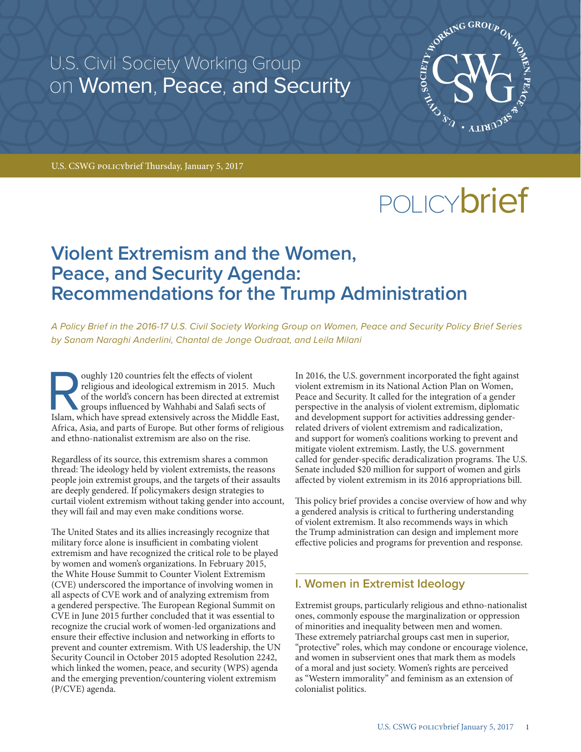U.S. Civil Society Working Group on Women, Peace, and Security

U.S. CSWG POLICYbrief Thursday, January 5, 2017

POLICYbrief

# Violent Extremism and the Women, Peace, and Security Agenda: Recommendations for the Trump Administration

*A Policy Brief in the 2016-17 U.S. Civil Society Working Group on Women, Peace and Security Policy Brief Series by Sanam Naraghi Anderlini, Chantal de Jonge Oudraat, and Leila Milani*

Roughly 120 countries felt the effects of violent religious and ideological extremism in 2015. Much of the world's concern has been directed at extremist groups influenced by Wahhabi and Salafi sects of Islam, which have spread extensively across the Middle East, Africa, Asia, and parts of Europe. But other forms of religious and ethno-nationalist extremism are also on the rise.

Regardless of its source, this extremism shares a common thread: The ideology held by violent extremists, the reasons people join extremist groups, and the targets of their assaults are deeply gendered. If policymakers design strategies to curtail violent extremism without taking gender into account, they will fail and may even make conditions worse.

The United States and its allies increasingly recognize that military force alone is insufficient in combating violent extremism and have recognized the critical role to be played by women and women's organizations. In February 2015, the White House Summit to Counter Violent Extremism (CVE) underscored the importance of involving women in all aspects of CVE work and of analyzing extremism from a gendered perspective. The European Regional Summit on CVE in June 2015 further concluded that it was essential to recognize the crucial work of women-led organizations and ensure their effective inclusion and networking in efforts to prevent and counter extremism. With US leadership, the UN Security Council in October 2015 adopted Resolution 2242, which linked the women, peace, and security (WPS) agenda and the emerging prevention/countering violent extremism (P/CVE) agenda.

In 2016, the U.S. government incorporated the fight against violent extremism in its National Action Plan on Women, Peace and Security. It called for the integration of a gender perspective in the analysis of violent extremism, diplomatic and development support for activities addressing gender-related drivers of violent extremism and radicalization, and support for women's coalitions working to prevent and mitigate violent extremism. Lastly, the U.S. government called for gender-specific deradicalization programs. The U.S. Senate included $20 million for support of women and girls affected by violent extremism in its 2016 appropriations bill.

This policy brief provides a concise overview of how and why a gendered analysis is critical to furthering understanding of violent extremism. It also recommends ways in which the Trump administration can design and implement more effective policies and programs for prevention and response.

## I. Women in Extremist Ideology

Extremist groups, particularly religious and ethno-nationalist ones, commonly espouse the marginalization or oppression of minorities and inequality between men and women. These extremely patriarchal groups cast men in superior, "protective" roles, which may condone or encourage violence, and women in subservient ones that mark them as models of a moral and just society. Women's rights are perceived as "Western immorality" and feminism as an extension of colonialist politics.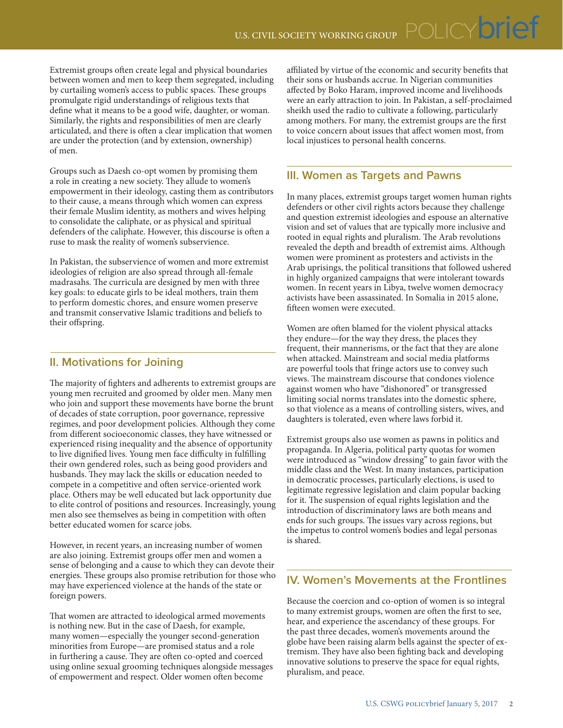Extremist groups often create legal and physical boundaries between women and men to keep them segregated, including by curtailing women's access to public spaces. These groups promulgate rigid understandings of religious texts that define what it means to be a good wife, daughter, or woman. Similarly, the rights and responsibilities of men are clearly articulated, and there is often a clear implication that women are under the protection (and by extension, ownership) of men.

Groups such as Daesh co-opt women by promising them a role in creating a new society. They allude to women's empowerment in their ideology, casting them as contributors to their cause, a means through which women can express their female Muslim identity, as mothers and wives helping to consolidate the caliphate, or as physical and spiritual defenders of the caliphate. However, this discourse is often a ruse to mask the reality of women's subservience.

In Pakistan, the subservience of women and more extremist ideologies of religion are also spread through all-female madrasahs. The curricula are designed by men with three key goals: to educate girls to be ideal mothers, train them to perform domestic chores, and ensure women preserve and transmit conservative Islamic traditions and beliefs to their offspring.

## II. Motivations for Joining

The majority of fighters and adherents to extremist groups are young men recruited and groomed by older men. Many men who join and support these movements have borne the brunt of decades of state corruption, poor governance, repressive regimes, and poor development policies. Although they come from different socioeconomic classes, they have witnessed or experienced rising inequality and the absence of opportunity to live dignified lives. Young men face difficulty in fulfilling their own gendered roles, such as being good providers and husbands. They may lack the skills or education needed to compete in a competitive and often service-oriented work place. Others may be well educated but lack opportunity due to elite control of positions and resources. Increasingly, young men also see themselves as being in competition with often better educated women for scarce jobs.

However, in recent years, an increasing number of women are also joining. Extremist groups offer men and women a sense of belonging and a cause to which they can devote their energies. These groups also promise retribution for those who may have experienced violence at the hands of the state or foreign powers.

That women are attracted to ideological armed movements is nothing new. But in the case of Daesh, for example, many women—especially the younger second-generation minorities from Europe—are promised status and a role in furthering a cause. They are often co-opted and coerced using online sexual grooming techniques alongside messages of empowerment and respect. Older women often become affiliated by virtue of the economic and security benefits that their sons or husbands accrue. In Nigerian communities affected by Boko Haram, improved income and livelihoods were an early attraction to join. In Pakistan, a self-proclaimed sheikh used the radio to cultivate a following, particularly among mothers. For many, the extremist groups are the first to voice concern about issues that affect women most, from local injustices to personal health concerns.

## III. Women as Targets and Pawns

In many places, extremist groups target women human rights defenders or other civil rights actors because they challenge and question extremist ideologies and espouse an alternative vision and set of values that are typically more inclusive and rooted in equal rights and pluralism. The Arab revolutions revealed the depth and breadth of extremist aims. Although women were prominent as protesters and activists in the Arab uprisings, the political transitions that followed ushered in highly organized campaigns that were intolerant towards women. In recent years in Libya, twelve women democracy activists have been assassinated. In Somalia in 2015 alone, fifteen women were executed.

Women are often blamed for the violent physical attacks they endure—for the way they dress, the places they frequent, their mannerisms, or the fact that they are alone when attacked. Mainstream and social media platforms are powerful tools that fringe actors use to convey such views. The mainstream discourse that condones violence against women who have "dishonored" or transgressed limiting social norms translates into the domestic sphere, so that violence as a means of controlling sisters, wives, and daughters is tolerated, even where laws forbid it.

Extremist groups also use women as pawns in politics and propaganda. In Algeria, political party quotas for women were introduced as "window dressing" to gain favor with the middle class and the West. In many instances, participation in democratic processes, particularly elections, is used to legitimate regressive legislation and claim popular backing for it. The suspension of equal rights legislation and the introduction of discriminatory laws are both means and ends for such groups. The issues vary across regions, but the impetus to control women's bodies and legal personas is shared.

## IV. Women's Movements at the Frontlines

Because the coercion and co-option of women is so integral to many extremist groups, women are often the first to see, hear, and experience the ascendancy of these groups. For the past three decades, women's movements around the globe have been raising alarm bells against the specter of extremism. They have also been fighting back and developing innovative solutions to preserve the space for equal rights, pluralism, and peace.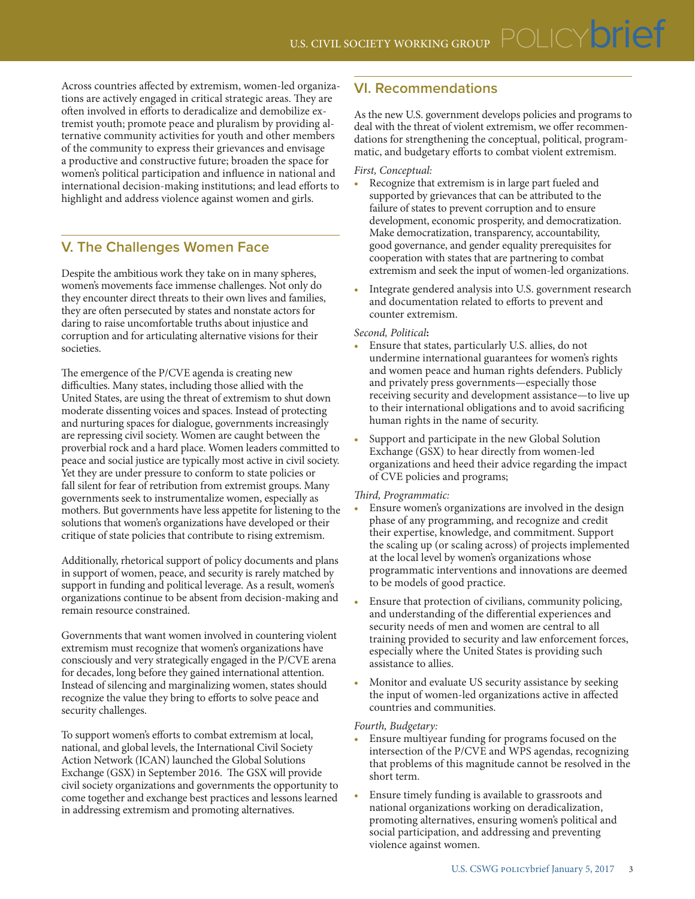Across countries affected by extremism, women-led organizations are actively engaged in critical strategic areas. They are often involved in efforts to deradicalize and demobilize extremist youth; promote peace and pluralism by providing alternative community activities for youth and other members of the community to express their grievances and envisage a productive and constructive future; broaden the space for women's political participation and influence in national and international decision-making institutions; and lead efforts to highlight and address violence against women and girls.

## V. The Challenges Women Face

Despite the ambitious work they take on in many spheres, women's movements face immense challenges. Not only do they encounter direct threats to their own lives and families, they are often persecuted by states and nonstate actors for daring to raise uncomfortable truths about injustice and corruption and for articulating alternative visions for their societies.

The emergence of the P/CVE agenda is creating new difficulties. Many states, including those allied with the United States, are using the threat of extremism to shut down moderate dissenting voices and spaces. Instead of protecting and nurturing spaces for dialogue, governments increasingly are repressing civil society. Women are caught between the proverbial rock and a hard place. Women leaders committed to peace and social justice are typically most active in civil society. Yet they are under pressure to conform to state policies or fall silent for fear of retribution from extremist groups. Many governments seek to instrumentalize women, especially as mothers. But governments have less appetite for listening to the solutions that women's organizations have developed or their critique of state policies that contribute to rising extremism.

Additionally, rhetorical support of policy documents and plans in support of women, peace, and security is rarely matched by support in funding and political leverage. As a result, women's organizations continue to be absent from decision-making and remain resource constrained.

Governments that want women involved in countering violent extremism must recognize that women's organizations have consciously and very strategically engaged in the P/CVE arena for decades, long before they gained international attention. Instead of silencing and marginalizing women, states should recognize the value they bring to efforts to solve peace and security challenges.

To support women's efforts to combat extremism at local, national, and global levels, the International Civil Society Action Network (ICAN) launched the Global Solutions Exchange (GSX) in September 2016. The GSX will provide civil society organizations and governments the opportunity to come together and exchange best practices and lessons learned in addressing extremism and promoting alternatives.

## VI. Recommendations

As the new U.S. government develops policies and programs to deal with the threat of violent extremism, we offer recommendations for strengthening the conceptual, political, programmatic, and budgetary efforts to combat violent extremism.

*First, Conceptual:*

- Recognize that extremism is in large part fueled and supported by grievances that can be attributed to the failure of states to prevent corruption and to ensure development, economic prosperity, and democratization. Make democratization, transparency, accountability, good governance, and gender equality prerequisites for cooperation with states that are partnering to combat extremism and seek the input of women-led organizations.
- Integrate gendered analysis into U.S. government research and documentation related to efforts to prevent and counter extremism.

*Second, Political***:**

- Ensure that states, particularly U.S. allies, do not undermine international guarantees for women's rights and women peace and human rights defenders. Publicly and privately press governments—especially those receiving security and development assistance—to live up to their international obligations and to avoid sacrificing human rights in the name of security.
- Support and participate in the new Global Solution Exchange (GSX) to hear directly from women-led organizations and heed their advice regarding the impact of CVE policies and programs;

*Third, Programmatic:*

- Ensure women's organizations are involved in the design phase of any programming, and recognize and credit their expertise, knowledge, and commitment. Support the scaling up (or scaling across) of projects implemented at the local level by women's organizations whose programmatic interventions and innovations are deemed to be models of good practice.
- Ensure that protection of civilians, community policing, and understanding of the differential experiences and security needs of men and women are central to all training provided to security and law enforcement forces, especially where the United States is providing such assistance to allies.
- Monitor and evaluate US security assistance by seeking the input of women-led organizations active in affected countries and communities.

*Fourth, Budgetary:*

- Ensure multiyear funding for programs focused on the intersection of the P/CVE and WPS agendas, recognizing that problems of this magnitude cannot be resolved in the short term.
- Ensure timely funding is available to grassroots and national organizations working on deradicalization, promoting alternatives, ensuring women's political and social participation, and addressing and preventing violence against women.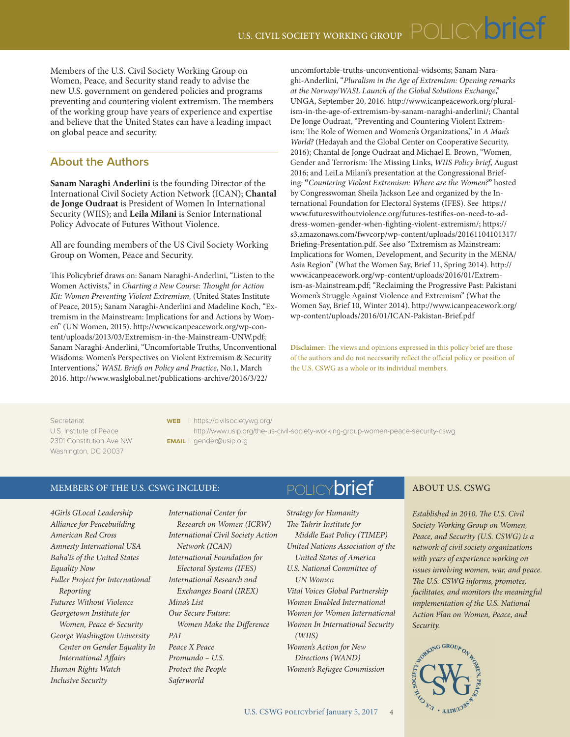Members of the U.S. Civil Society Working Group on Women, Peace, and Security stand ready to advise the new U.S. government on gendered policies and programs preventing and countering violent extremism. The members of the working group have years of experience and expertise and believe that the United States can have a leading impact on global peace and security.

## About the Authors

**Sanam Naraghi Anderlini** is the founding Director of the International Civil Society Action Network (ICAN); **Chantal de Jonge Oudraat** is President of Women In International Security (WIIS); and **Leila Milani** is Senior International Policy Advocate of Futures Without Violence.

All are founding members of the US Civil Society Working Group on Women, Peace and Security.

This Policybrief draws on: Sanam Naraghi-Anderlini, "Listen to the Women Activists," in *Charting a New Course: Thought for Action Kit: Women Preventing Violent Extremism,* (United States Institute of Peace, 2015); Sanam Naraghi-Anderlini and Madeline Koch, "Extremism in the Mainstream: Implications for and Actions by Women" (UN Women, 2015). http://www.icanpeacework.org/wp-content/uploads/2013/03/Extremism-in-the-Mainstream-UNW.pdf; Sanam Naraghi-Anderlini, "Uncomfortable Truths, Unconventional Wisdoms: Women's Perspectives on Violent Extremism & Security Interventions," *WASL Briefs on Policy and Practice*, No.1, March 2016. http://www.waslglobal.net/publications-archive/2016/3/22/uncomfortable-truths-unconventional-widsoms; Sanam Naraghi-Anderlini, "*Pluralism in the Age of Extremism: Opening remarks at the Norway/WASL Launch of the Global Solutions Exchange*," UNGA, September 20, 2016. http://www.icanpeacework.org/pluralism-in-the-age-of-extremism-by-sanam-naraghi-anderlini/; Chantal De Jonge Oudraat, "Preventing and Countering Violent Extremism: The Role of Women and Women's Organizations," in *A Man's World?* (Hedayah and the Global Center on Cooperative Security, 2016); Chantal de Jonge Oudraat and Michael E. Brown, "Women, Gender and Terrorism: The Missing Links, *WIIS Policy brief*, August 2016; and LeiLa Milani's presentation at the Congressional Briefing: **"***Countering Violent Extremism: Where are the Women?***"** hosted by Congresswoman Sheila Jackson Lee and organized by the International Foundation for Electoral Systems (IFES). See https://www.futureswithoutviolence.org/futures-testifies-on-need-to-address-women-gender-when-fighting-violent-extremism/; https://s3.amazonaws.com/fwvcorp/wp-content/uploads/20161104101317/Briefing-Presentation.pdf. See also "Extremism as Mainstream: Implications for Women, Development, and Security in the MENA/Asia Region" (What the Women Say, Brief 11, Spring 2014). http://www.icanpeacework.org/wp-content/uploads/2016/01/Extremism-as-Mainstream.pdf; "Reclaiming the Progressive Past: Pakistani Women's Struggle Against Violence and Extremism" (What the Women Say, Brief 10, Winter 2014). http://www.icanpeacework.org/wp-content/uploads/2016/01/ICAN-Pakistan-Brief.pdf

**Disclaimer:** The views and opinions expressed in this policy brief are those of the authors and do not necessarily reflect the official policy or position of the U.S. CSWG as a whole or its individual members.

Secretariat
U.S. Institute of Peace
2301 Constitution Ave NW
Washington, DC 20037

**WEB** | https://civilsocietywg.org/
http://www.usip.org/the-us-civil-society-working-group-women-peace-security-cswg
**EMAIL** | gender@usip.org

## MEMBERS OF THE U.S. CSWG INCLUDE:

*4Girls GLocal Leadership*
*Alliance for Peacebuilding*
*American Red Cross*
*Amnesty International USA*
*Baha'is of the United States*
*Equality Now*
*Fuller Project for International Reporting*
*Futures Without Violence*
*Georgetown Institute for Women, Peace & Security*
*George Washington University Center on Gender Equality In International Affairs*
*Human Rights Watch*
*Inclusive Security*
*International Center for Research on Women (ICRW)*
*International Civil Society Action Network (ICAN)*
*International Foundation for Electoral Systems (IFES)*
*International Research and Exchanges Board (IREX)*
*Mina's List*
*Our Secure Future: Women Make the Difference*
*PAI*
*Peace X Peace*
*Promundo – U.S.*
*Protect the People*
*Saferworld*
*Strategy for Humanity*
*The Tahrir Institute for Middle East Policy (TIMEP)*
*United Nations Association of the United States of America*
*U.S. National Committee of UN Women*
*Vital Voices Global Partnership*
*Women Enabled International*
*Women for Women International*
*Women In International Security (WIIS)*
*Women's Action for New Directions (WAND)*
*Women's Refugee Commission*

## ABOUT U.S. CSWG

*Established in 2010, The U.S. Civil Society Working Group on Women, Peace, and Security (U.S. CSWG) is a network of civil society organizations with years of experience working on issues involving women, war, and peace. The U.S. CSWG informs, promotes, facilitates, and monitors the meaningful implementation of the U.S. National Action Plan on Women, Peace, and Security.*